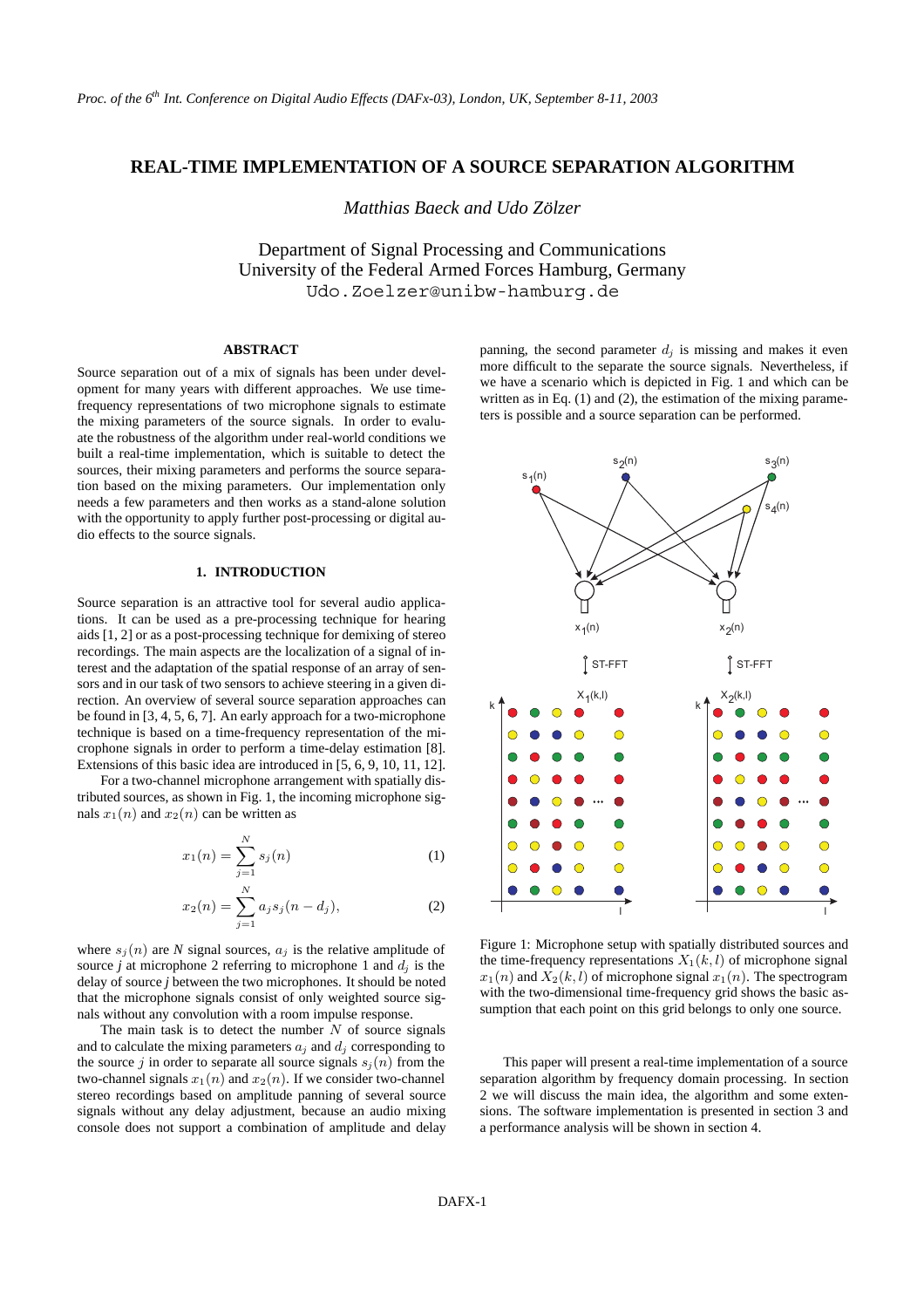# REAL-TIME IMPLEMENTATION OF A SOURCE SEPARATION ALGORITHM

*Matthias Baeck and Udo Zölzer*

Department of Signal Processing and Communications
University of the Federal Armed Forces Hamburg, Germany
Udo.Zoelzer@unibw-hamburg.de

## ABSTRACT

Source separation out of a mix of signals has been under development for many years with different approaches. We use time-frequency representations of two microphone signals to estimate the mixing parameters of the source signals. In order to evaluate the robustness of the algorithm under real-world conditions we built a real-time implementation, which is suitable to detect the sources, their mixing parameters and performs the source separation based on the mixing parameters. Our implementation only needs a few parameters and then works as a stand-alone solution with the opportunity to apply further post-processing or digital audio effects to the source signals.

## 1. INTRODUCTION

Source separation is an attractive tool for several audio applications. It can be used as a pre-processing technique for hearing aids [1, 2] or as a post-processing technique for demixing of stereo recordings. The main aspects are the localization of a signal of interest and the adaptation of the spatial response of an array of sensors and in our task of two sensors to achieve steering in a given direction. An overview of several source separation approaches can be found in [3, 4, 5, 6, 7]. An early approach for a two-microphone technique is based on a time-frequency representation of the microphone signals in order to perform a time-delay estimation [8]. Extensions of this basic idea are introduced in [5, 6, 9, 10, 11, 12].

For a two-channel microphone arrangement with spatially distributed sources, as shown in Fig. 1, the incoming microphone signals $x_1(n)$ and $x_2(n)$ can be written as

$$x_1(n) = \sum_{j=1}^{N} s_j(n) \tag{1}$$

$$x_2(n) = \sum_{j=1}^{N} a_j s_j(n - d_j), \tag{2}$$

where $s_j(n)$ are *N* signal sources, $a_j$ is the relative amplitude of source *j* at microphone 2 referring to microphone 1 and $d_j$ is the delay of source *j* between the two microphones. It should be noted that the microphone signals consist of only weighted source signals without any convolution with a room impulse response.

The main task is to detect the number $N$ of source signals and to calculate the mixing parameters $a_j$ and $d_j$ corresponding to the source $j$ in order to separate all source signals $s_j(n)$ from the two-channel signals $x_1(n)$ and $x_2(n)$. If we consider two-channel stereo recordings based on amplitude panning of several source signals without any delay adjustment, because an audio mixing console does not support a combination of amplitude and delay panning, the second parameter $d_j$ is missing and makes it even more difficult to the separate the source signals. Nevertheless, if we have a scenario which is depicted in Fig. 1 and which can be written as in Eq. (1) and (2), the estimation of the mixing parameters is possible and a source separation can be performed.

Figure 1: Microphone setup with spatially distributed sources and the time-frequency representations $X_1(k, l)$ of microphone signal $x_1(n)$ and $X_2(k, l)$ of microphone signal $x_1(n)$. The spectrogram with the two-dimensional time-frequency grid shows the basic assumption that each point on this grid belongs to only one source.

This paper will present a real-time implementation of a source separation algorithm by frequency domain processing. In section 2 we will discuss the main idea, the algorithm and some extensions. The software implementation is presented in section 3 and a performance analysis will be shown in section 4.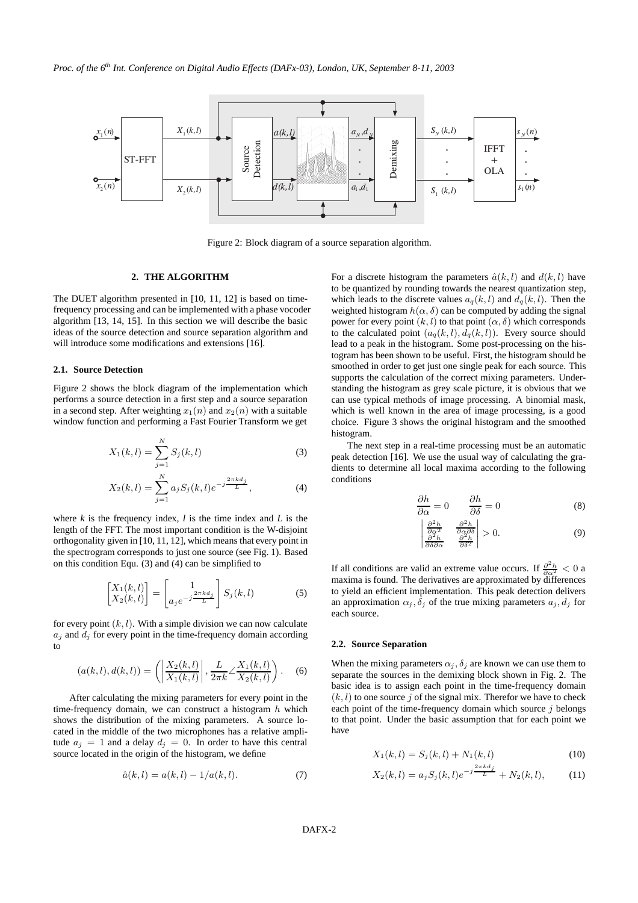Figure 2: Block diagram of a source separation algorithm.

## 2. THE ALGORITHM

The DUET algorithm presented in [10, 11, 12] is based on time-frequency processing and can be implemented with a phase vocoder algorithm [13, 14, 15]. In this section we will describe the basic ideas of the source detection and source separation algorithm and will introduce some modifications and extensions [16].

### 2.1. Source Detection

Figure 2 shows the block diagram of the implementation which performs a source detection in a first step and a source separation in a second step. After weighting $x_1(n)$ and $x_2(n)$ with a suitable window function and performing a Fast Fourier Transform we get

$$X_1(k,l) = \sum_{j=1}^{N} S_j(k,l) \tag{3}$$

$$X_2(k,l) = \sum_{j=1}^{N} a_j S_j(k,l) e^{-j\frac{2\pi k d_j}{L}}, \tag{4}$$

where $k$ is the frequency index, $l$ is the time index and $L$ is the length of the FFT. The most important condition is the W-disjoint orthogonality given in [10, 11, 12], which means that every point in the spectrogram corresponds to just one source (see Fig. 1). Based on this condition Equ. (3) and (4) can be simplified to

$$\begin{bmatrix} X_1(k,l) \\ X_2(k,l) \end{bmatrix} = \begin{bmatrix} 1 \\ a_j e^{-j\frac{2\pi k d_j}{L}} \end{bmatrix} S_j(k,l) \tag{5}$$

for every point $(k,l)$. With a simple division we can now calculate $a_j$ and $d_j$ for every point in the time-frequency domain according to

$$(a(k,l), d(k,l)) = \left( \left| \frac{X_2(k,l)}{X_1(k,l)} \right|, \frac{L}{2\pi k} \angle \frac{X_1(k,l)}{X_2(k,l)} \right). \tag{6}$$

After calculating the mixing parameters for every point in the time-frequency domain, we can construct a histogram $h$ which shows the distribution of the mixing parameters. A source located in the middle of the two microphones has a relative amplitude $a_j = 1$ and a delay $d_j = 0$. In order to have this central source located in the origin of the histogram, we define

$$\hat{a}(k,l) = a(k,l) - 1/a(k,l). \tag{7}$$

For a discrete histogram the parameters $\hat{a}(k,l)$ and $d(k,l)$ have to be quantized by rounding towards the nearest quantization step, which leads to the discrete values $a_q(k,l)$ and $d_q(k,l)$. Then the weighted histogram $h(\alpha, \delta)$ can be computed by adding the signal power for every point $(k,l)$ to that point $(\alpha, \delta)$ which corresponds to the calculated point $(a_q(k,l), d_q(k,l))$. Every source should lead to a peak in the histogram. Some post-processing on the histogram has been shown to be useful. First, the histogram should be smoothed in order to get just one single peak for each source. This supports the calculation of the correct mixing parameters. Understanding the histogram as grey scale picture, it is obvious that we can use typical methods of image processing. A binomial mask, which is well known in the area of image processing, is a good choice. Figure 3 shows the original histogram and the smoothed histogram.

The next step in a real-time processing must be an automatic peak detection [16]. We use the usual way of calculating the gradients to determine all local maxima according to the following conditions

$$\frac{\partial h}{\partial \alpha} = 0 \qquad \frac{\partial h}{\partial \delta} = 0 \tag{8}$$

$$\begin{vmatrix} \frac{\partial^2 h}{\partial \alpha^2} & \frac{\partial^2 h}{\partial \alpha \partial \delta} \\ \frac{\partial^2 h}{\partial \delta \partial \alpha} & \frac{\partial^2 h}{\partial \delta^2} \end{vmatrix} > 0. \tag{9}$$

If all conditions are valid an extreme value occurs. If $\frac{\partial^2 h}{\partial \alpha^2} < 0$ a maxima is found. The derivatives are approximated by differences to yield an efficient implementation. This peak detection delivers an approximation $\alpha_j, \delta_j$ of the true mixing parameters $a_j, d_j$ for each source.

### 2.2. Source Separation

When the mixing parameters $\alpha_j, \delta_j$ are known we can use them to separate the sources in the demixing block shown in Fig. 2. The basic idea is to assign each point in the time-frequency domain $(k,l)$ to one source $j$ of the signal mix. Therefor we have to check each point of the time-frequency domain which source $j$ belongs to that point. Under the basic assumption that for each point we have

$$X_1(k,l) = S_j(k,l) + N_1(k,l) \tag{10}$$

$$X_2(k,l) = a_j S_j(k,l) e^{-j\frac{2\pi k d_j}{L}} + N_2(k,l), \tag{11}$$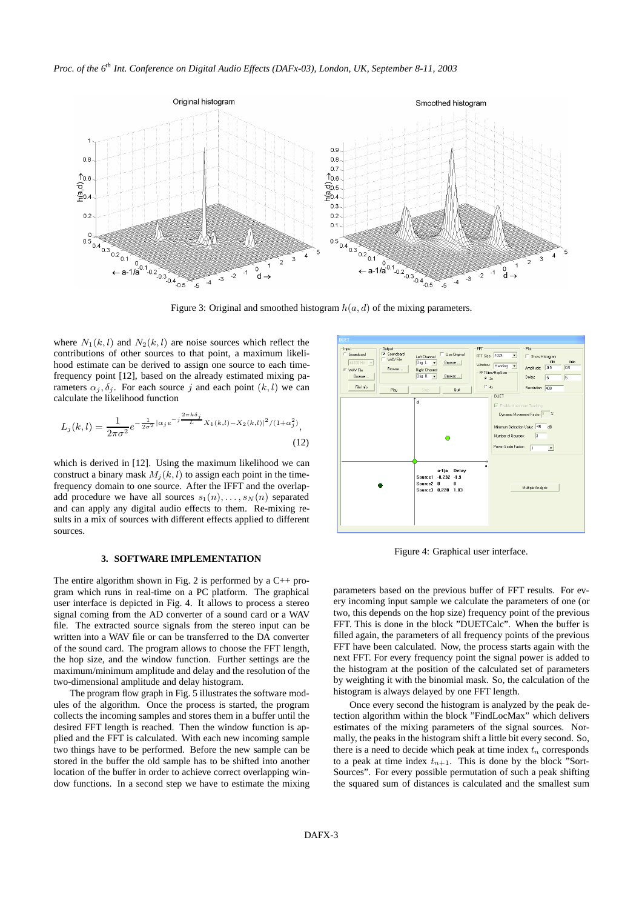Figure 3: Original and smoothed histogram $h(a, d)$ of the mixing parameters.

where $N_1(k, l)$ and $N_2(k, l)$ are noise sources which reflect the contributions of other sources to that point, a maximum likelihood estimate can be derived to assign one source to each time-frequency point [12], based on the already estimated mixing parameters $\alpha_j, \delta_j$. For each source $j$ and each point $(k, l)$ we can calculate the likelihood function

$$L_j(k,l) = \frac{1}{2\pi\sigma^2} e^{-\frac{1}{2\sigma^2}|\alpha_j e^{-j\frac{2\pi k \delta_j}{L}} X_1(k,l) - X_2(k,l)|^2/(1+\alpha_j^2)}, \tag{12}$$

which is derived in [12]. Using the maximum likelihood we can construct a binary mask $M_j(k, l)$ to assign each point in the time-frequency domain to one source. After the IFFT and the overlap-add procedure we have all sources $s_1(n), \ldots, s_N(n)$ separated and can apply any digital audio effects to them. Re-mixing results in a mix of sources with different effects applied to different sources.

## 3. SOFTWARE IMPLEMENTATION

The entire algorithm shown in Fig. 2 is performed by a C++ program which runs in real-time on a PC platform. The graphical user interface is depicted in Fig. 4. It allows to process a stereo signal coming from the AD converter of a sound card or a WAV file. The extracted source signals from the stereo input can be written into a WAV file or can be transferred to the DA converter of the sound card. The program allows to choose the FFT length, the hop size, and the window function. Further settings are the maximum/minimum amplitude and delay and the resolution of the two-dimensional amplitude and delay histogram.

The program flow graph in Fig. 5 illustrates the software modules of the algorithm. Once the process is started, the program collects the incoming samples and stores them in a buffer until the desired FFT length is reached. Then the window function is applied and the FFT is calculated. With each new incoming sample two things have to be performed. Before the new sample can be stored in the buffer the old sample has to be shifted into another location of the buffer in order to achieve correct overlapping window functions. In a second step we have to estimate the mixing parameters based on the previous buffer of FFT results. For every incoming input sample we calculate the parameters of one (or two, this depends on the hop size) frequency point of the previous FFT. This is done in the block "DUETCalc". When the buffer is filled again, the parameters of all frequency points of the previous FFT have been calculated. Now, the process starts again with the next FFT. For every frequency point the signal power is added to the histogram at the position of the calculated set of parameters by weighting it with the binomial mask. So, the calculation of the histogram is always delayed by one FFT length.

Figure 4: Graphical user interface.

Once every second the histogram is analyzed by the peak detection algorithm within the block "FindLocMax" which delivers estimates of the mixing parameters of the signal sources. Normally, the peaks in the histogram shift a little bit every second. So, there is a need to decide which peak at time index $t_n$ corresponds to a peak at time index $t_{n+1}$. This is done by the block "SortSources". For every possible permutation of such a peak shifting the squared sum of distances is calculated and the smallest sum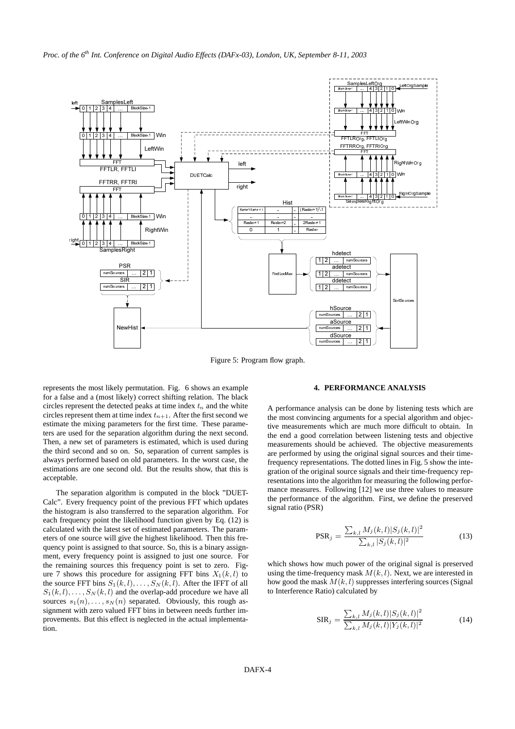Figure 5: Program flow graph.

represents the most likely permutation. Fig. 6 shows an example for a false and a (most likely) correct shifting relation. The black circles represent the detected peaks at time index $t_n$ and the white circles represent them at time index $t_{n+1}$. After the first second we estimate the mixing parameters for the first time. These parameters are used for the separation algorithm during the next second. Then, a new set of parameters is estimated, which is used during the third second and so on. So, separation of current samples is always performed based on old parameters. In the worst case, the estimations are one second old. But the results show, that this is acceptable.

The separation algorithm is computed in the block "DUETCalc". Every frequency point of the previous FFT which updates the histogram is also transferred to the separation algorithm. For each frequency point the likelihood function given by Eq. (12) is calculated with the latest set of estimated parameters. The parameters of one source will give the highest likelihood. Then this frequency point is assigned to that source. So, this is a binary assignment, every frequency point is assigned to just one source. For the remaining sources this frequency point is set to zero. Figure 7 shows this procedure for assigning FFT bins $X_1(k,l)$ to the source FFT bins $S_1(k,l),\ldots,S_N(k,l)$. After the IFFT of all $S_1(k,l),\ldots,S_N(k,l)$ and the overlap-add procedure we have all sources $s_1(n),\ldots,s_N(n)$ separated. Obviously, this rough assignment with zero valued FFT bins in between needs further improvements. But this effect is neglected in the actual implementation.

## 4. PERFORMANCE ANALYSIS

A performance analysis can be done by listening tests which are the most convincing arguments for a special algorithm and objective measurements which are much more difficult to obtain. In the end a good correlation between listening tests and objective measurements should be achieved. The objective measurements are performed by using the original signal sources and their time-frequency representations. The dotted lines in Fig. 5 show the integration of the original source signals and their time-frequency representations into the algorithm for measuring the following performance measures. Following [12] we use three values to measure the performance of the algorithm. First, we define the preserved signal ratio (PSR)

$$\mathrm{PSR}_j = \frac{\sum_{k,l} M_j(k,l)|S_j(k,l)|^2}{\sum_{k,l}|S_j(k,l)|^2} \tag{13}$$

which shows how much power of the original signal is preserved using the time-frequency mask $M(k,l)$. Next, we are interested in how good the mask $M(k,l)$ suppresses interfering sources (Signal to Interference Ratio) calculated by

$$\mathrm{SIR}_j = \frac{\sum_{k,l} M_j(k,l)|S_j(k,l)|^2}{\sum_{k,l} M_j(k,l)|Y_j(k,l)|^2} \tag{14}$$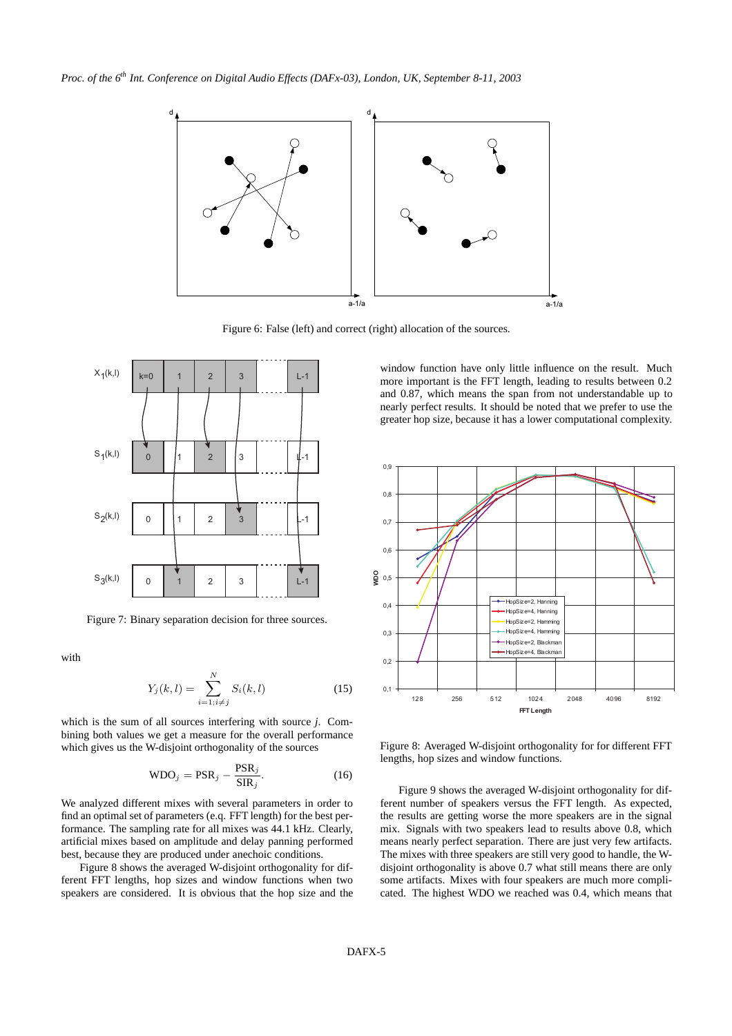Figure 6: False (left) and correct (right) allocation of the sources.

Figure 7: Binary separation decision for three sources.

with

$$Y_j(k,l) = \sum_{i=1; i \neq j}^{N} S_i(k,l) \tag{15}$$

which is the sum of all sources interfering with source $j$. Combining both values we get a measure for the overall performance which gives us the W-disjoint orthogonality of the sources

$$\text{WDO}_j = \text{PSR}_j - \frac{\text{PSR}_j}{\text{SIR}_j}. \tag{16}$$

We analyzed different mixes with several parameters in order to find an optimal set of parameters (e.q. FFT length) for the best performance. The sampling rate for all mixes was 44.1 kHz. Clearly, artificial mixes based on amplitude and delay panning performed best, because they are produced under anechoic conditions.

Figure 8 shows the averaged W-disjoint orthogonality for different FFT lengths, hop sizes and window functions when two speakers are considered. It is obvious that the hop size and the window function have only little influence on the result. Much more important is the FFT length, leading to results between 0.2 and 0.87, which means the span from not understandable up to nearly perfect results. It should be noted that we prefer to use the greater hop size, because it has a lower computational complexity.

Figure 8: Averaged W-disjoint orthogonality for for different FFT lengths, hop sizes and window functions.

Figure 9 shows the averaged W-disjoint orthogonality for different number of speakers versus the FFT length. As expected, the results are getting worse the more speakers are in the signal mix. Signals with two speakers lead to results above 0.8, which means nearly perfect separation. There are just very few artifacts. The mixes with three speakers are still very good to handle, the W-disjoint orthogonality is above 0.7 what still means there are only some artifacts. Mixes with four speakers are much more complicated. The highest WDO we reached was 0.4, which means that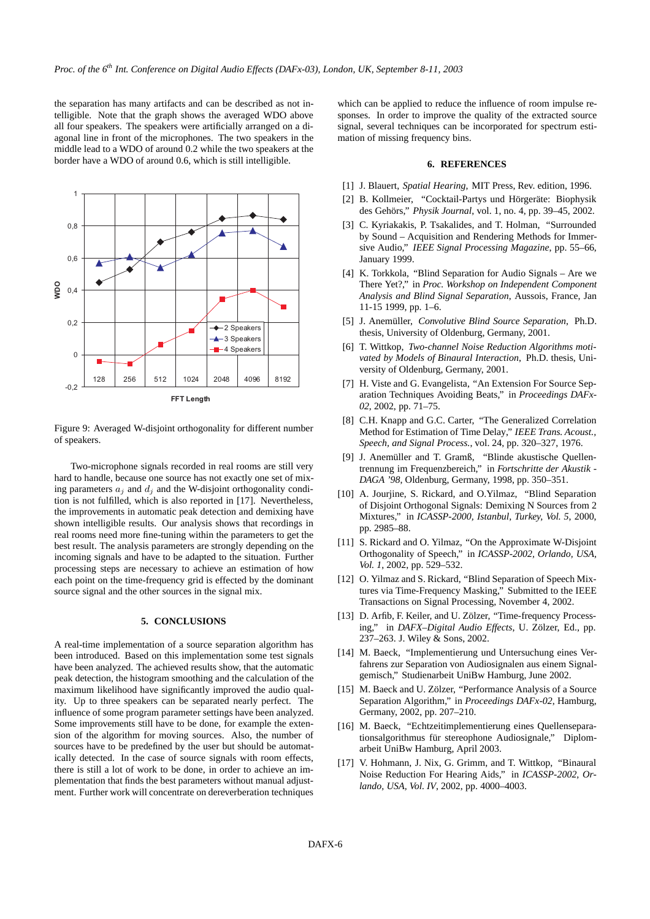the separation has many artifacts and can be described as not intelligible. Note that the graph shows the averaged WDO above all four speakers. The speakers were artificially arranged on a diagonal line in front of the microphones. The two speakers in the middle lead to a WDO of around 0.2 while the two speakers at the border have a WDO of around 0.6, which is still intelligible.

WDO

1
0,8
0,6
0,4
0,2
0
-0,2

128 256 512 1024 2048 4096 8192

FFT Length

2 Speakers
3 Speakers
4 Speakers

Figure 9: Averaged W-disjoint orthogonality for different number of speakers.

Two-microphone signals recorded in real rooms are still very hard to handle, because one source has not exactly one set of mixing parameters $a_j$ and $d_j$ and the W-disjoint orthogonality condition is not fulfilled, which is also reported in [17]. Nevertheless, the improvements in automatic peak detection and demixing have shown intelligible results. Our analysis shows that recordings in real rooms need more fine-tuning within the parameters to get the best result. The analysis parameters are strongly depending on the incoming signals and have to be adapted to the situation. Further processing steps are necessary to achieve an estimation of how each point on the time-frequency grid is effected by the dominant source signal and the other sources in the signal mix.

## 5. CONCLUSIONS

A real-time implementation of a source separation algorithm has been introduced. Based on this implementation some test signals have been analyzed. The achieved results show, that the automatic peak detection, the histogram smoothing and the calculation of the maximum likelihood have significantly improved the audio quality. Up to three speakers can be separated nearly perfect. The influence of some program parameter settings have been analyzed. Some improvements still have to be done, for example the extension of the algorithm for moving sources. Also, the number of sources have to be predefined by the user but should be automatically detected. In the case of source signals with room effects, there is still a lot of work to be done, in order to achieve an implementation that finds the best parameters without manual adjustment. Further work will concentrate on dereverberation techniques which can be applied to reduce the influence of room impulse responses. In order to improve the quality of the extracted source signal, several techniques can be incorporated for spectrum estimation of missing frequency bins.

## 6. REFERENCES

[1] J. Blauert, *Spatial Hearing*, MIT Press, Rev. edition, 1996.

[2] B. Kollmeier, "Cocktail-Partys und Hörgeräte: Biophysik des Gehörs," *Physik Journal*, vol. 1, no. 4, pp. 39–45, 2002.

[3] C. Kyriakakis, P. Tsakalides, and T. Holman, "Surrounded by Sound – Acquisition and Rendering Methods for Immersive Audio," *IEEE Signal Processing Magazine*, pp. 55–66, January 1999.

[4] K. Torkkola, "Blind Separation for Audio Signals – Are we There Yet?," in *Proc. Workshop on Independent Component Analysis and Blind Signal Separation*, Aussois, France, Jan 11-15 1999, pp. 1–6.

[5] J. Anemüller, *Convolutive Blind Source Separation*, Ph.D. thesis, University of Oldenburg, Germany, 2001.

[6] T. Wittkop, *Two-channel Noise Reduction Algorithms motivated by Models of Binaural Interaction*, Ph.D. thesis, University of Oldenburg, Germany, 2001.

[7] H. Viste and G. Evangelista, "An Extension For Source Separation Techniques Avoiding Beats," in *Proceedings DAFx-02*, 2002, pp. 71–75.

[8] C.H. Knapp and G.C. Carter, "The Generalized Correlation Method for Estimation of Time Delay," *IEEE Trans. Acoust., Speech, and Signal Process.*, vol. 24, pp. 320–327, 1976.

[9] J. Anemüller and T. Gramß, "Blinde akustische Quellentrennung im Frequenzbereich," in *Fortschritte der Akustik - DAGA '98*, Oldenburg, Germany, 1998, pp. 350–351.

[10] A. Jourjine, S. Rickard, and O.Yilmaz, "Blind Separation of Disjoint Orthogonal Signals: Demixing N Sources from 2 Mixtures," in *ICASSP-2000, Istanbul, Turkey, Vol. 5*, 2000, pp. 2985–88.

[11] S. Rickard and O. Yilmaz, "On the Approximate W-Disjoint Orthogonality of Speech," in *ICASSP-2002, Orlando, USA, Vol. 1*, 2002, pp. 529–532.

[12] O. Yilmaz and S. Rickard, "Blind Separation of Speech Mixtures via Time-Frequency Masking," Submitted to the IEEE Transactions on Signal Processing, November 4, 2002.

[13] D. Arfib, F. Keiler, and U. Zölzer, "Time-frequency Processing," in *DAFX–Digital Audio Effects*, U. Zölzer, Ed., pp. 237–263. J. Wiley & Sons, 2002.

[14] M. Baeck, "Implementierung und Untersuchung eines Verfahrens zur Separation von Audiosignalen aus einem Signalgemisch," Studienarbeit UniBw Hamburg, June 2002.

[15] M. Baeck and U. Zölzer, "Performance Analysis of a Source Separation Algorithm," in *Proceedings DAFx-02*, Hamburg, Germany, 2002, pp. 207–210.

[16] M. Baeck, "Echtzeitimplementierung eines Quellenseparationsalgorithmus für stereophone Audiosignale," Diplomarbeit UniBw Hamburg, April 2003.

[17] V. Hohmann, J. Nix, G. Grimm, and T. Wittkop, "Binaural Noise Reduction For Hearing Aids," in *ICASSP-2002, Orlando, USA, Vol. IV*, 2002, pp. 4000–4003.